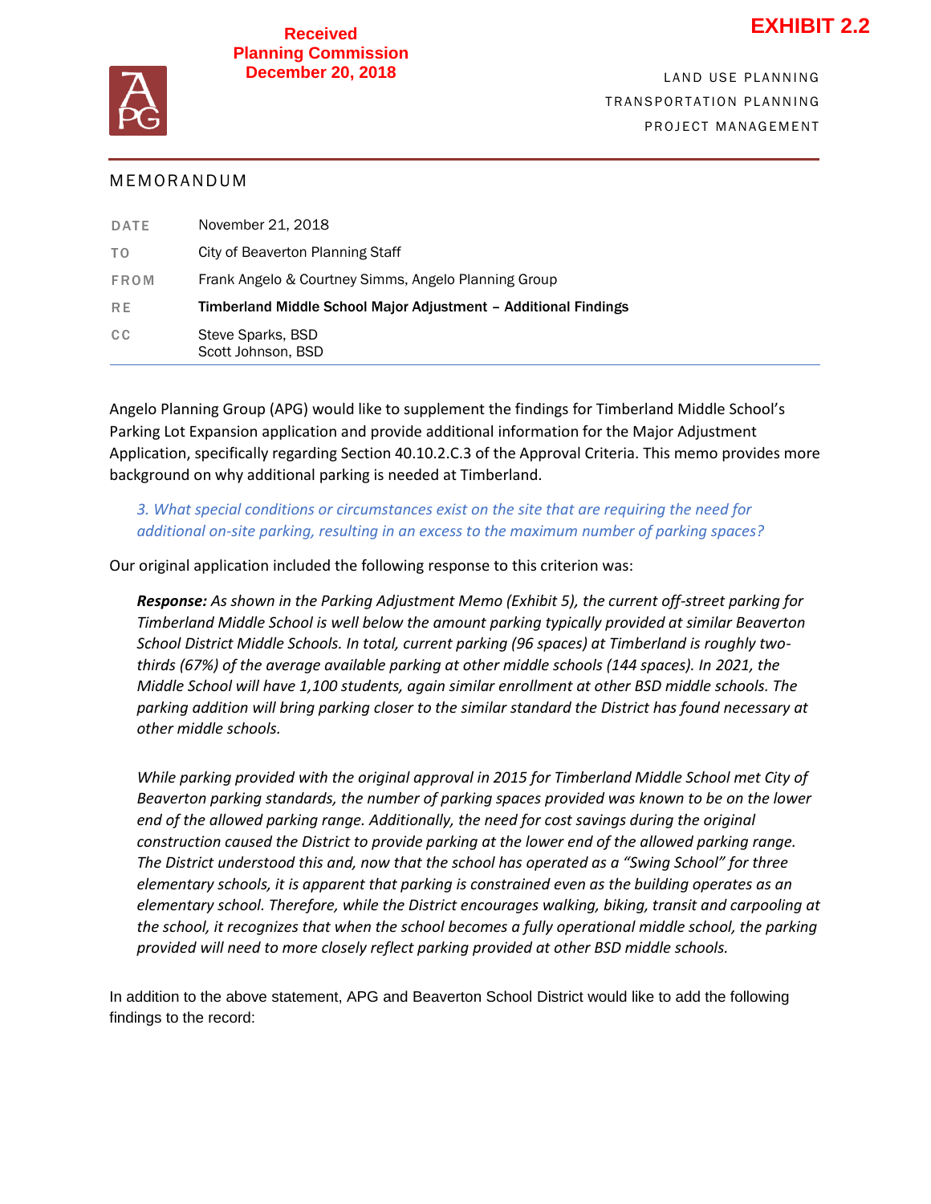**EXHIBIT 2.2**

**Received**
**Planning Commission**
**December 20, 2018**

LAND USE PLANNING
TRANSPORTATION PLANNING
PROJECT MANAGEMENT

## MEMORANDUM

| | |
|---|---|
| DATE | November 21, 2018 |
| TO | City of Beaverton Planning Staff |
| FROM | Frank Angelo & Courtney Simms, Angelo Planning Group |
| RE | **Timberland Middle School Major Adjustment – Additional Findings** |
| CC | Steve Sparks, BSD<br>Scott Johnson, BSD |

Angelo Planning Group (APG) would like to supplement the findings for Timberland Middle School's Parking Lot Expansion application and provide additional information for the Major Adjustment Application, specifically regarding Section 40.10.2.C.3 of the Approval Criteria. This memo provides more background on why additional parking is needed at Timberland.

> *3. What special conditions or circumstances exist on the site that are requiring the need for additional on-site parking, resulting in an excess to the maximum number of parking spaces?*

Our original application included the following response to this criterion was:

> ***Response:*** *As shown in the Parking Adjustment Memo (Exhibit 5), the current off-street parking for Timberland Middle School is well below the amount parking typically provided at similar Beaverton School District Middle Schools. In total, current parking (96 spaces) at Timberland is roughly two-thirds (67%) of the average available parking at other middle schools (144 spaces). In 2021, the Middle School will have 1,100 students, again similar enrollment at other BSD middle schools. The parking addition will bring parking closer to the similar standard the District has found necessary at other middle schools.*
>
> *While parking provided with the original approval in 2015 for Timberland Middle School met City of Beaverton parking standards, the number of parking spaces provided was known to be on the lower end of the allowed parking range. Additionally, the need for cost savings during the original construction caused the District to provide parking at the lower end of the allowed parking range. The District understood this and, now that the school has operated as a "Swing School" for three elementary schools, it is apparent that parking is constrained even as the building operates as an elementary school. Therefore, while the District encourages walking, biking, transit and carpooling at the school, it recognizes that when the school becomes a fully operational middle school, the parking provided will need to more closely reflect parking provided at other BSD middle schools.*

In addition to the above statement, APG and Beaverton School District would like to add the following findings to the record: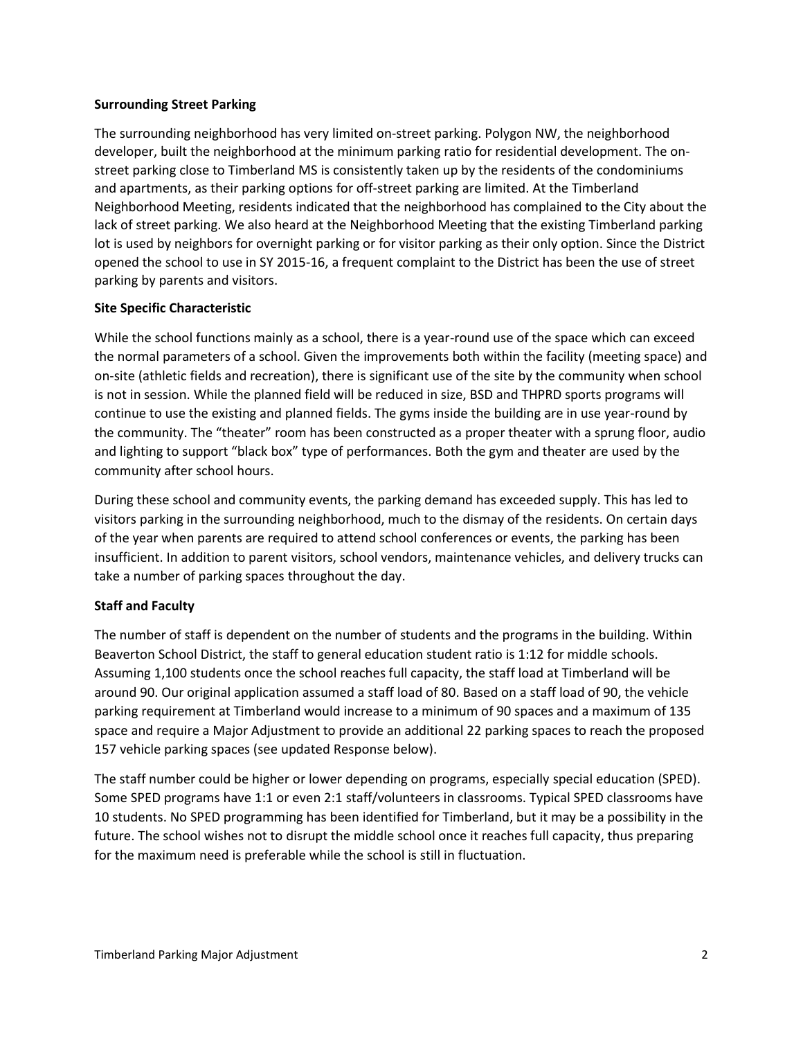**Surrounding Street Parking**

The surrounding neighborhood has very limited on-street parking. Polygon NW, the neighborhood developer, built the neighborhood at the minimum parking ratio for residential development. The on-street parking close to Timberland MS is consistently taken up by the residents of the condominiums and apartments, as their parking options for off-street parking are limited. At the Timberland Neighborhood Meeting, residents indicated that the neighborhood has complained to the City about the lack of street parking. We also heard at the Neighborhood Meeting that the existing Timberland parking lot is used by neighbors for overnight parking or for visitor parking as their only option. Since the District opened the school to use in SY 2015-16, a frequent complaint to the District has been the use of street parking by parents and visitors.

**Site Specific Characteristic**

While the school functions mainly as a school, there is a year-round use of the space which can exceed the normal parameters of a school. Given the improvements both within the facility (meeting space) and on-site (athletic fields and recreation), there is significant use of the site by the community when school is not in session. While the planned field will be reduced in size, BSD and THPRD sports programs will continue to use the existing and planned fields. The gyms inside the building are in use year-round by the community. The "theater" room has been constructed as a proper theater with a sprung floor, audio and lighting to support "black box" type of performances. Both the gym and theater are used by the community after school hours.

During these school and community events, the parking demand has exceeded supply. This has led to visitors parking in the surrounding neighborhood, much to the dismay of the residents. On certain days of the year when parents are required to attend school conferences or events, the parking has been insufficient. In addition to parent visitors, school vendors, maintenance vehicles, and delivery trucks can take a number of parking spaces throughout the day.

**Staff and Faculty**

The number of staff is dependent on the number of students and the programs in the building. Within Beaverton School District, the staff to general education student ratio is 1:12 for middle schools. Assuming 1,100 students once the school reaches full capacity, the staff load at Timberland will be around 90. Our original application assumed a staff load of 80. Based on a staff load of 90, the vehicle parking requirement at Timberland would increase to a minimum of 90 spaces and a maximum of 135 space and require a Major Adjustment to provide an additional 22 parking spaces to reach the proposed 157 vehicle parking spaces (see updated Response below).

The staff number could be higher or lower depending on programs, especially special education (SPED). Some SPED programs have 1:1 or even 2:1 staff/volunteers in classrooms. Typical SPED classrooms have 10 students. No SPED programming has been identified for Timberland, but it may be a possibility in the future. The school wishes not to disrupt the middle school once it reaches full capacity, thus preparing for the maximum need is preferable while the school is still in fluctuation.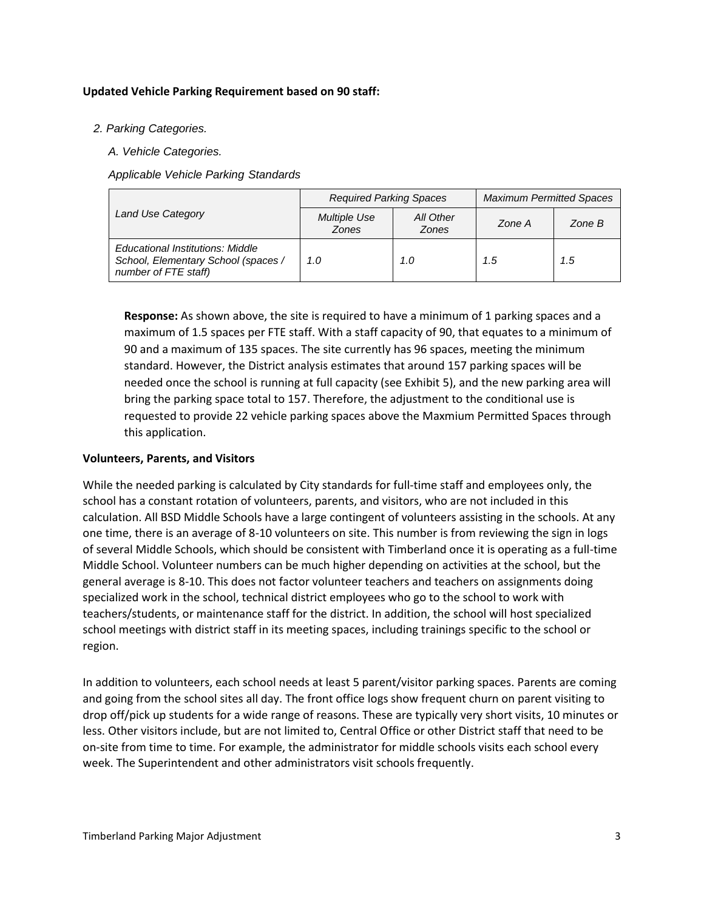**Updated Vehicle Parking Requirement based on 90 staff:**

*2. Parking Categories.*

*A. Vehicle Categories.*

*Applicable Vehicle Parking Standards*

| *Land Use Category* | *Required Parking Spaces* | | *Maximum Permitted Spaces* | |
|---|---|---|---|---|
| | *Multiple Use Zones* | *All Other Zones* | *Zone A* | *Zone B* |
| *Educational Institutions: Middle School, Elementary School (spaces / number of FTE staff)* | *1.0* | *1.0* | *1.5* | *1.5* |

**Response:** As shown above, the site is required to have a minimum of 1 parking spaces and a maximum of 1.5 spaces per FTE staff. With a staff capacity of 90, that equates to a minimum of 90 and a maximum of 135 spaces. The site currently has 96 spaces, meeting the minimum standard. However, the District analysis estimates that around 157 parking spaces will be needed once the school is running at full capacity (see Exhibit 5), and the new parking area will bring the parking space total to 157. Therefore, the adjustment to the conditional use is requested to provide 22 vehicle parking spaces above the Maxmium Permitted Spaces through this application.

**Volunteers, Parents, and Visitors**

While the needed parking is calculated by City standards for full-time staff and employees only, the school has a constant rotation of volunteers, parents, and visitors, who are not included in this calculation. All BSD Middle Schools have a large contingent of volunteers assisting in the schools. At any one time, there is an average of 8-10 volunteers on site. This number is from reviewing the sign in logs of several Middle Schools, which should be consistent with Timberland once it is operating as a full-time Middle School. Volunteer numbers can be much higher depending on activities at the school, but the general average is 8-10. This does not factor volunteer teachers and teachers on assignments doing specialized work in the school, technical district employees who go to the school to work with teachers/students, or maintenance staff for the district. In addition, the school will host specialized school meetings with district staff in its meeting spaces, including trainings specific to the school or region.

In addition to volunteers, each school needs at least 5 parent/visitor parking spaces. Parents are coming and going from the school sites all day. The front office logs show frequent churn on parent visiting to drop off/pick up students for a wide range of reasons. These are typically very short visits, 10 minutes or less. Other visitors include, but are not limited to, Central Office or other District staff that need to be on-site from time to time. For example, the administrator for middle schools visits each school every week. The Superintendent and other administrators visit schools frequently.